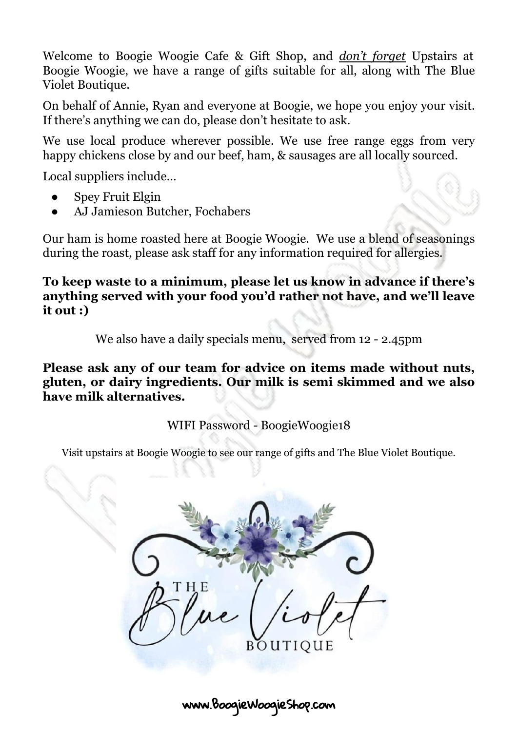Welcome to Boogie Woogie Cafe & Gift Shop, and ***<u>don't forget</u>*** Upstairs at Boogie Woogie, we have a range of gifts suitable for all, along with The Blue Violet Boutique.

On behalf of Annie, Ryan and everyone at Boogie, we hope you enjoy your visit. If there's anything we can do, please don't hesitate to ask.

We use local produce wherever possible. We use free range eggs from very happy chickens close by and our beef, ham, & sausages are all locally sourced.

Local suppliers include…

- Spey Fruit Elgin
- AJ Jamieson Butcher, Fochabers

Our ham is home roasted here at Boogie Woogie. We use a blend of seasonings during the roast, please ask staff for any information required for allergies.

**To keep waste to a minimum, please let us know in advance if there's anything served with your food you'd rather not have, and we'll leave it out :)**

We also have a daily specials menu, served from 12 - 2.45pm

**Please ask any of our team for advice on items made without nuts, gluten, or dairy ingredients. Our milk is semi skimmed and we also have milk alternatives.**

WIFI Password - BoogieWoogie18

Visit upstairs at Boogie Woogie to see our range of gifts and The Blue Violet Boutique.

THE Blue Violet BOUTIQUE

www.BoogieWoogieShop.com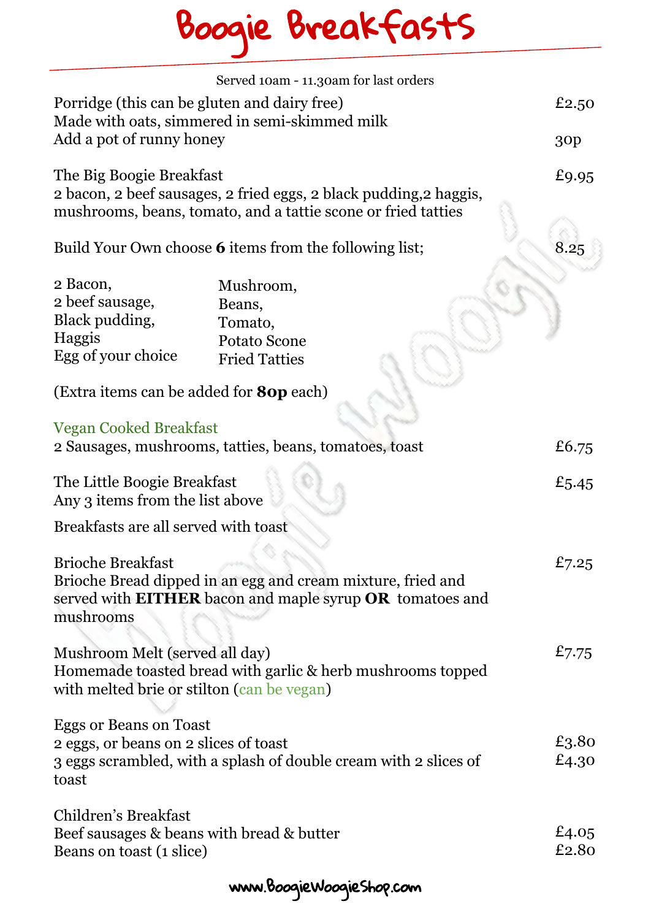# Boogie Breakfasts

Served 10am - 11.30am for last orders

Porridge (this can be gluten and dairy free) £2.50
Made with oats, simmered in semi-skimmed milk
Add a pot of runny honey 30p

The Big Boogie Breakfast £9.95
2 bacon, 2 beef sausages, 2 fried eggs, 2 black pudding,2 haggis, mushrooms, beans, tomato, and a tattie scone or fried tatties

Build Your Own choose **6** items from the following list; 8.25

2 Bacon,
2 beef sausage,
Black pudding,
Haggis
Egg of your choice
Mushroom,
Beans,
Tomato,
Potato Scone
Fried Tatties

(Extra items can be added for **80p** each)

Vegan Cooked Breakfast
2 Sausages, mushrooms, tatties, beans, tomatoes, toast £6.75

The Little Boogie Breakfast £5.45
Any 3 items from the list above

Breakfasts are all served with toast

Brioche Breakfast £7.25
Brioche Bread dipped in an egg and cream mixture, fried and served with **EITHER** bacon and maple syrup **OR** tomatoes and mushrooms

Mushroom Melt (served all day) £7.75
Homemade toasted bread with garlic & herb mushrooms topped with melted brie or stilton (can be vegan)

Eggs or Beans on Toast
2 eggs, or beans on 2 slices of toast £3.80
3 eggs scrambled, with a splash of double cream with 2 slices of toast £4.30

Children's Breakfast
Beef sausages & beans with bread & butter £4.05
Beans on toast (1 slice) £2.80

www.BoogieWoogieShop.com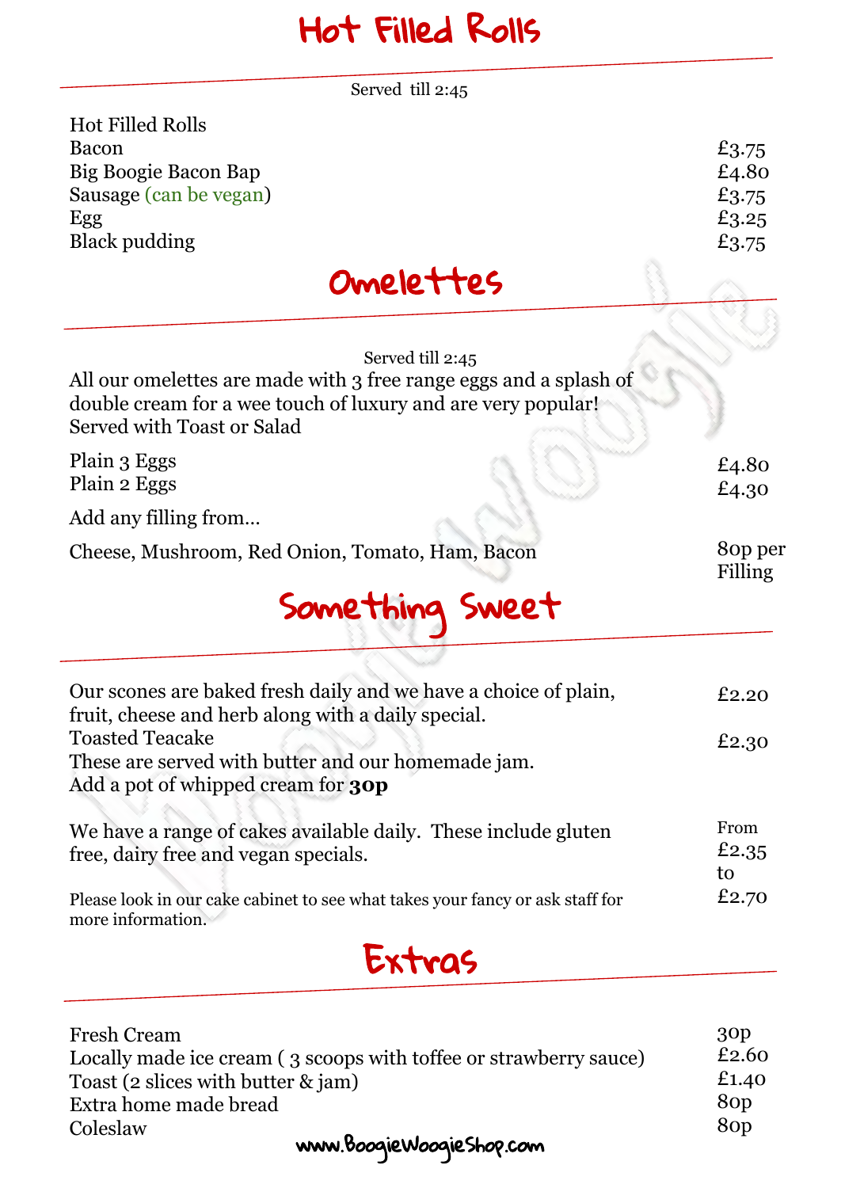# Hot Filled Rolls

Served till 2:45

| Hot Filled Rolls | |
|---|---|
| Bacon | £3.75 |
| Big Boogie Bacon Bap | £4.80 |
| Sausage (can be vegan) | £3.75 |
| Egg | £3.25 |
| Black pudding | £3.75 |

# Omelettes

Served till 2:45

All our omelettes are made with 3 free range eggs and a splash of double cream for a wee touch of luxury and are very popular! Served with Toast or Salad

| | |
|---|---|
| Plain 3 Eggs | £4.80 |
| Plain 2 Eggs | £4.30 |

Add any filling from…

| | |
|---|---|
| Cheese, Mushroom, Red Onion, Tomato, Ham, Bacon | 80p per Filling |

# Something Sweet

| | |
|---|---|
| Our scones are baked fresh daily and we have a choice of plain, fruit, cheese and herb along with a daily special. | £2.20 |
| Toasted Teacake | £2.30 |

These are served with butter and our homemade jam.
Add a pot of whipped cream for **30p**

We have a range of cakes available daily. These include gluten free, dairy free and vegan specials. — From £2.35 to £2.70

Please look in our cake cabinet to see what takes your fancy or ask staff for more information.

# Extras

| | |
|---|---|
| Fresh Cream | 30p |
| Locally made ice cream ( 3 scoops with toffee or strawberry sauce) | £2.60 |
| Toast (2 slices with butter & jam) | £1.40 |
| Extra home made bread | 80p |
| Coleslaw | 80p |

www.BoogieWoogieShop.com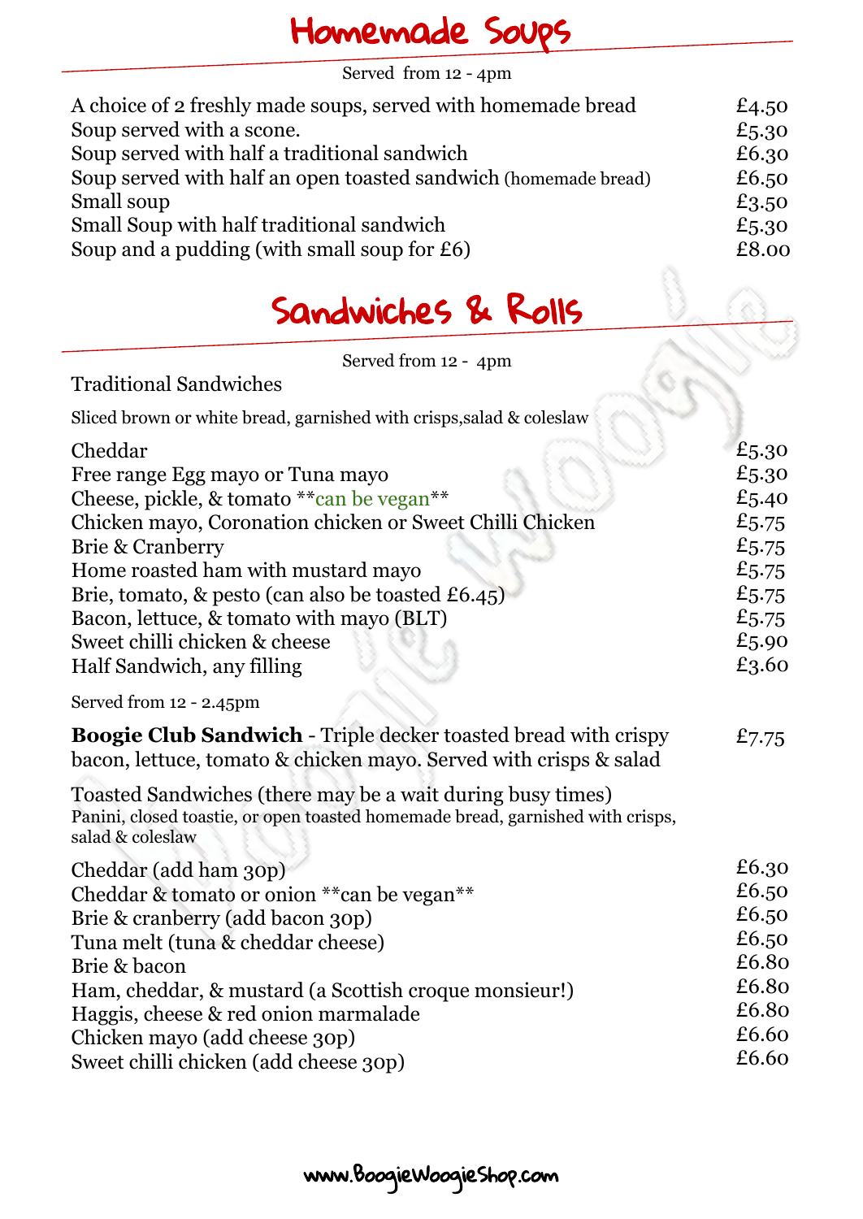# Homemade Soups

Served from 12 - 4pm

| Item | Price |
| --- | --- |
| A choice of 2 freshly made soups, served with homemade bread | £4.50 |
| Soup served with a scone. | £5.30 |
| Soup served with half a traditional sandwich | £6.30 |
| Soup served with half an open toasted sandwich (homemade bread) | £6.50 |
| Small soup | £3.50 |
| Small Soup with half traditional sandwich | £5.30 |
| Soup and a pudding (with small soup for £6) | £8.00 |

# Sandwiches & Rolls

Served from 12 - 4pm

## Traditional Sandwiches

Sliced brown or white bread, garnished with crisps,salad & coleslaw

| Item | Price |
| --- | --- |
| Cheddar | £5.30 |
| Free range Egg mayo or Tuna mayo | £5.30 |
| Cheese, pickle, & tomato **can be vegan** | £5.40 |
| Chicken mayo, Coronation chicken or Sweet Chilli Chicken | £5.75 |
| Brie & Cranberry | £5.75 |
| Home roasted ham with mustard mayo | £5.75 |
| Brie, tomato, & pesto (can also be toasted £6.45) | £5.75 |
| Bacon, lettuce, & tomato with mayo (BLT) | £5.75 |
| Sweet chilli chicken & cheese | £5.90 |
| Half Sandwich, any filling | £3.60 |

Served from 12 - 2.45pm

**Boogie Club Sandwich** - Triple decker toasted bread with crispy bacon, lettuce, tomato & chicken mayo. Served with crisps & salad — £7.75

## Toasted Sandwiches (there may be a wait during busy times)

Panini, closed toastie, or open toasted homemade bread, garnished with crisps, salad & coleslaw

| Item | Price |
| --- | --- |
| Cheddar (add ham 30p) | £6.30 |
| Cheddar & tomato or onion **can be vegan** | £6.50 |
| Brie & cranberry (add bacon 30p) | £6.50 |
| Tuna melt (tuna & cheddar cheese) | £6.50 |
| Brie & bacon | £6.80 |
| Ham, cheddar, & mustard (a Scottish croque monsieur!) | £6.80 |
| Haggis, cheese & red onion marmalade | £6.80 |
| Chicken mayo (add cheese 30p) | £6.60 |
| Sweet chilli chicken (add cheese 30p) | £6.60 |

www.BoogieWoogieShop.com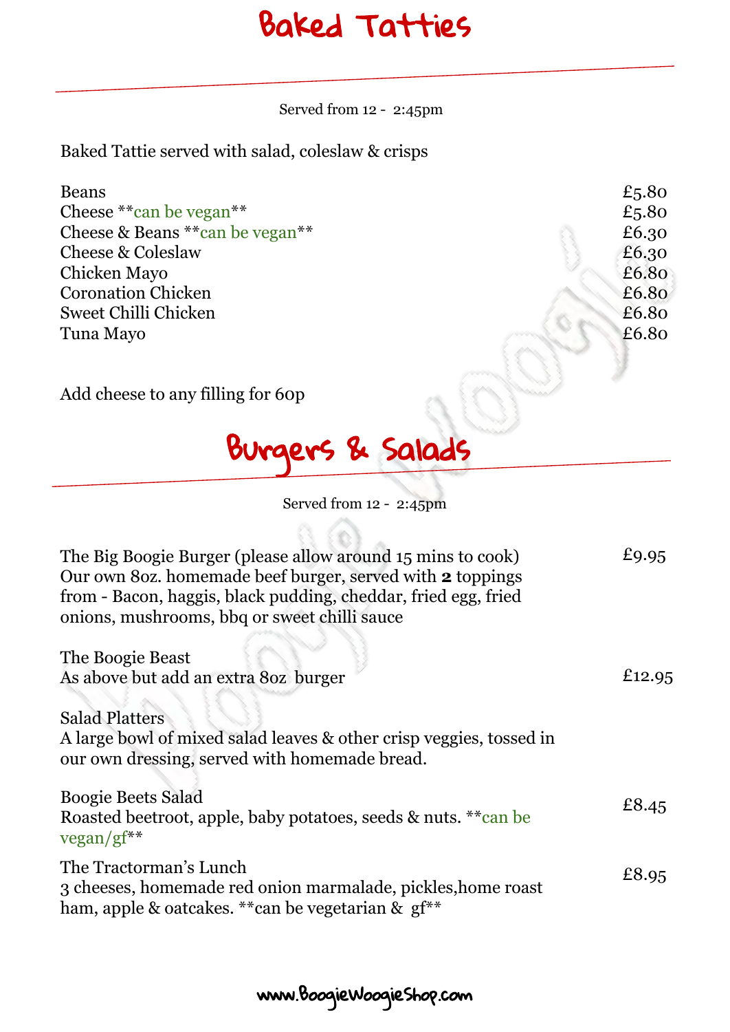# Baked Tatties

Served from 12 - 2:45pm

Baked Tattie served with salad, coleslaw & crisps

| Item | Price |
| --- | --- |
| Beans | £5.80 |
| Cheese **can be vegan** | £5.80 |
| Cheese & Beans **can be vegan** | £6.30 |
| Cheese & Coleslaw | £6.30 |
| Chicken Mayo | £6.80 |
| Coronation Chicken | £6.80 |
| Sweet Chilli Chicken | £6.80 |
| Tuna Mayo | £6.80 |

Add cheese to any filling for 60p

# Burgers & Salads

Served from 12 - 2:45pm

The Big Boogie Burger (please allow around 15 mins to cook) — £9.95
Our own 8oz. homemade beef burger, served with **2** toppings from - Bacon, haggis, black pudding, cheddar, fried egg, fried onions, mushrooms, bbq or sweet chilli sauce

The Boogie Beast — £12.95
As above but add an extra 8oz burger

Salad Platters
A large bowl of mixed salad leaves & other crisp veggies, tossed in our own dressing, served with homemade bread.

Boogie Beets Salad — £8.45
Roasted beetroot, apple, baby potatoes, seeds & nuts. **can be vegan/gf**

The Tractorman's Lunch — £8.95
3 cheeses, homemade red onion marmalade, pickles,home roast ham, apple & oatcakes. **can be vegetarian & gf**

www.BoogieWoogieShop.com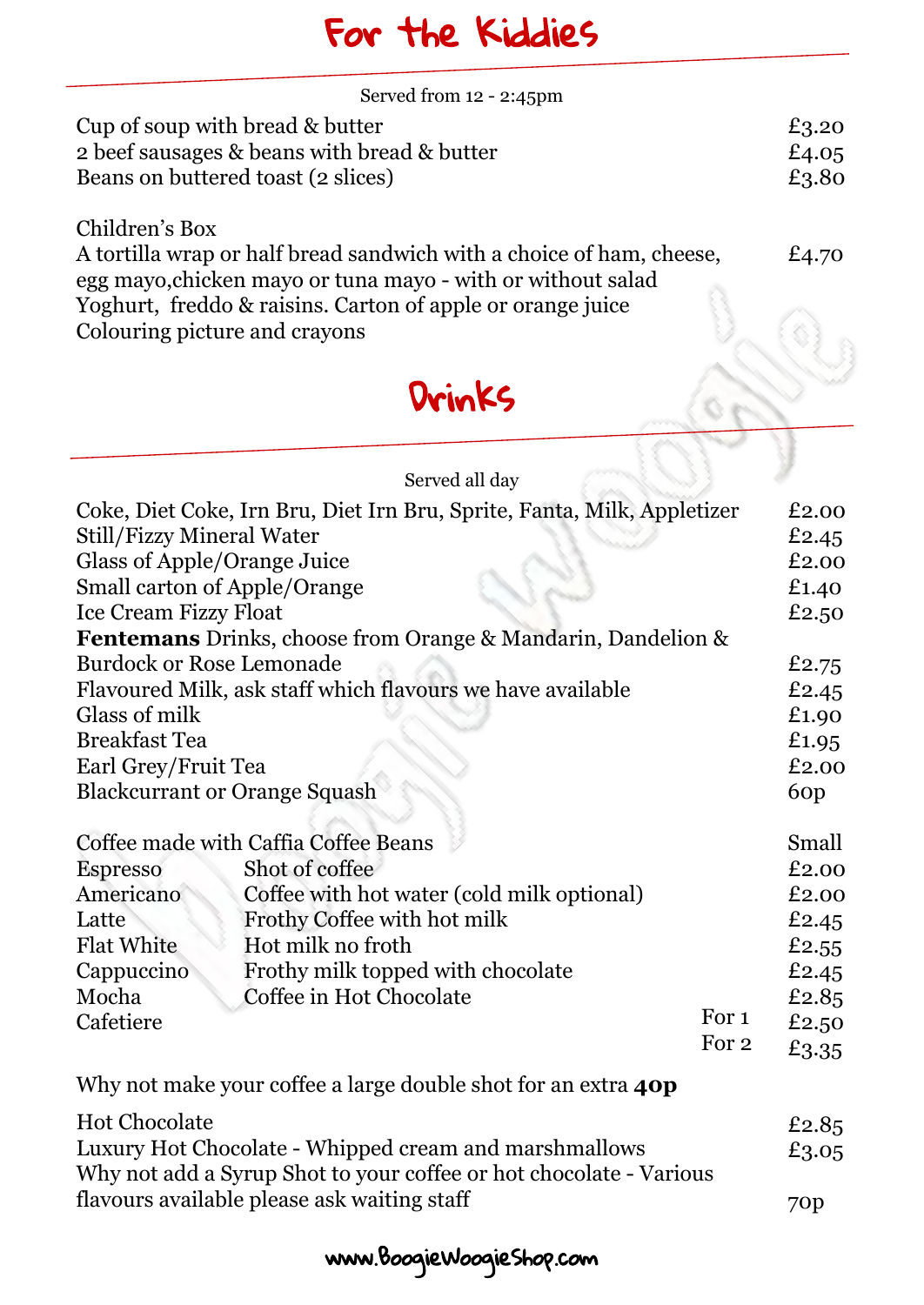# For the Kiddies

Served from 12 - 2:45pm

| | |
|---|---|
| Cup of soup with bread & butter | £3.20 |
| 2 beef sausages & beans with bread & butter | £4.05 |
| Beans on buttered toast (2 slices) | £3.80 |

Children's Box

| | |
|---|---|
| A tortilla wrap or half bread sandwich with a choice of ham, cheese, egg mayo,chicken mayo or tuna mayo - with or without salad<br>Yoghurt, freddo & raisins. Carton of apple or orange juice<br>Colouring picture and crayons | £4.70 |

# Drinks

Served all day

| | |
|---|---|
| Coke, Diet Coke, Irn Bru, Diet Irn Bru, Sprite, Fanta, Milk, Appletizer | £2.00 |
| Still/Fizzy Mineral Water | £2.45 |
| Glass of Apple/Orange Juice | £2.00 |
| Small carton of Apple/Orange | £1.40 |
| Ice Cream Fizzy Float | £2.50 |
| **Fentemans** Drinks, choose from Orange & Mandarin, Dandelion & Burdock or Rose Lemonade | £2.75 |
| Flavoured Milk, ask staff which flavours we have available | £2.45 |
| Glass of milk | £1.90 |
| Breakfast Tea | £1.95 |
| Earl Grey/Fruit Tea | £2.00 |
| Blackcurrant or Orange Squash | 60p |

| Coffee made with Caffia Coffee Beans | | | Small |
|---|---|---|---|
| Espresso | Shot of coffee | | £2.00 |
| Americano | Coffee with hot water (cold milk optional) | | £2.00 |
| Latte | Frothy Coffee with hot milk | | £2.45 |
| Flat White | Hot milk no froth | | £2.55 |
| Cappuccino | Frothy milk topped with chocolate | | £2.45 |
| Mocha | Coffee in Hot Chocolate | | £2.85 |
| Cafetiere | | For 1 | £2.50 |
| | | For 2 | £3.35 |

Why not make your coffee a large double shot for an extra **40p**

| | |
|---|---|
| Hot Chocolate | £2.85 |
| Luxury Hot Chocolate - Whipped cream and marshmallows | £3.05 |
| Why not add a Syrup Shot to your coffee or hot chocolate - Various flavours available please ask waiting staff | 70p |

www.BoogieWoogieShop.com